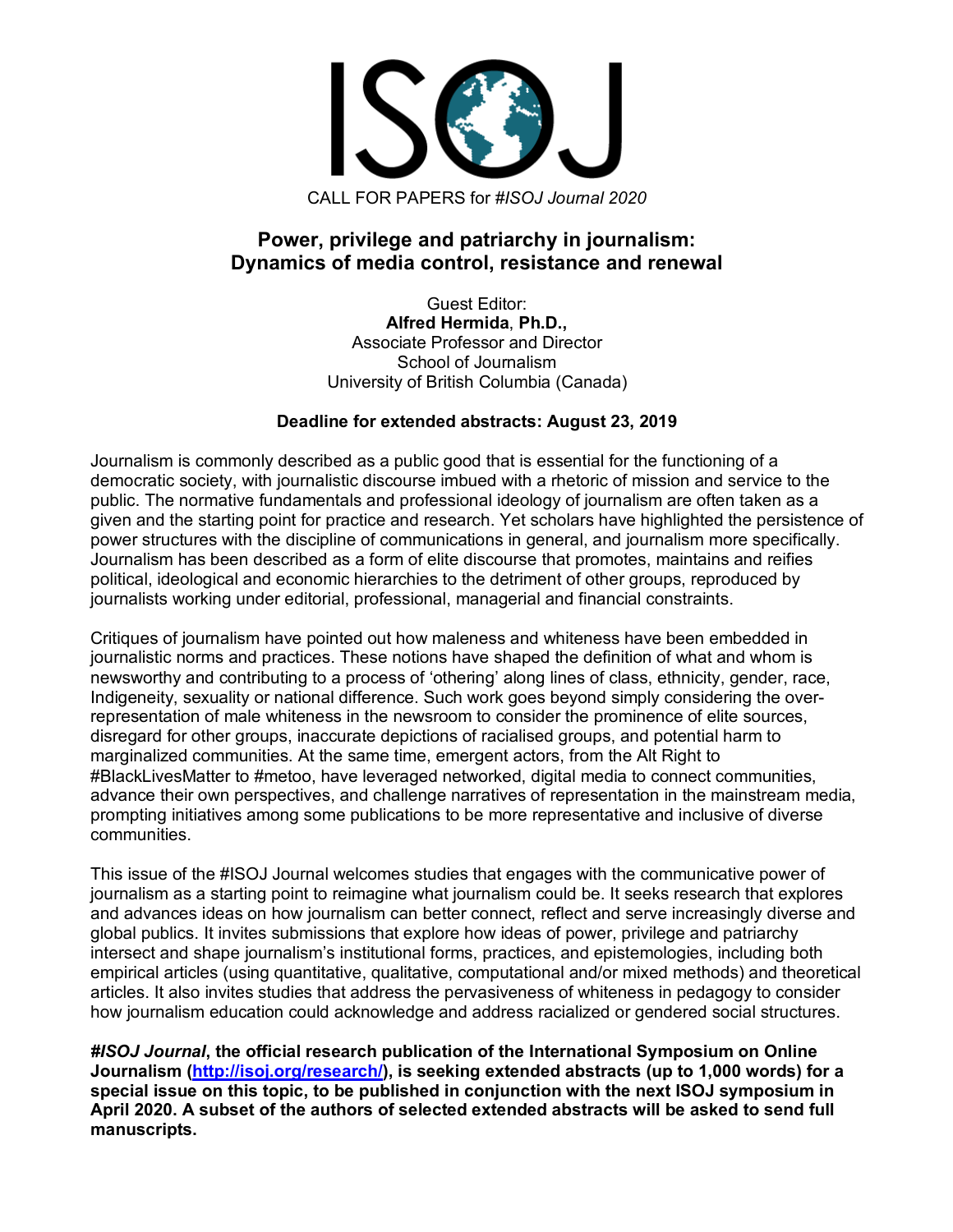# ISOJ

CALL FOR PAPERS for *#ISOJ Journal 2020*

## Power, privilege and patriarchy in journalism: Dynamics of media control, resistance and renewal

Guest Editor:
**Alfred Hermida**, **Ph.D.,**
Associate Professor and Director
School of Journalism
University of British Columbia (Canada)

**Deadline for extended abstracts: August 23, 2019**

Journalism is commonly described as a public good that is essential for the functioning of a democratic society, with journalistic discourse imbued with a rhetoric of mission and service to the public. The normative fundamentals and professional ideology of journalism are often taken as a given and the starting point for practice and research. Yet scholars have highlighted the persistence of power structures with the discipline of communications in general, and journalism more specifically. Journalism has been described as a form of elite discourse that promotes, maintains and reifies political, ideological and economic hierarchies to the detriment of other groups, reproduced by journalists working under editorial, professional, managerial and financial constraints.

Critiques of journalism have pointed out how maleness and whiteness have been embedded in journalistic norms and practices. These notions have shaped the definition of what and whom is newsworthy and contributing to a process of 'othering' along lines of class, ethnicity, gender, race, Indigeneity, sexuality or national difference. Such work goes beyond simply considering the over-representation of male whiteness in the newsroom to consider the prominence of elite sources, disregard for other groups, inaccurate depictions of racialised groups, and potential harm to marginalized communities. At the same time, emergent actors, from the Alt Right to #BlackLivesMatter to #metoo, have leveraged networked, digital media to connect communities, advance their own perspectives, and challenge narratives of representation in the mainstream media, prompting initiatives among some publications to be more representative and inclusive of diverse communities.

This issue of the #ISOJ Journal welcomes studies that engages with the communicative power of journalism as a starting point to reimagine what journalism could be. It seeks research that explores and advances ideas on how journalism can better connect, reflect and serve increasingly diverse and global publics. It invites submissions that explore how ideas of power, privilege and patriarchy intersect and shape journalism's institutional forms, practices, and epistemologies, including both empirical articles (using quantitative, qualitative, computational and/or mixed methods) and theoretical articles. It also invites studies that address the pervasiveness of whiteness in pedagogy to consider how journalism education could acknowledge and address racialized or gendered social structures.

***#ISOJ Journal*, the official research publication of the International Symposium on Online Journalism ([http://isoj.org/research/](http://isoj.org/research/)), is seeking extended abstracts (up to 1,000 words) for a special issue on this topic, to be published in conjunction with the next ISOJ symposium in April 2020. A subset of the authors of selected extended abstracts will be asked to send full manuscripts.**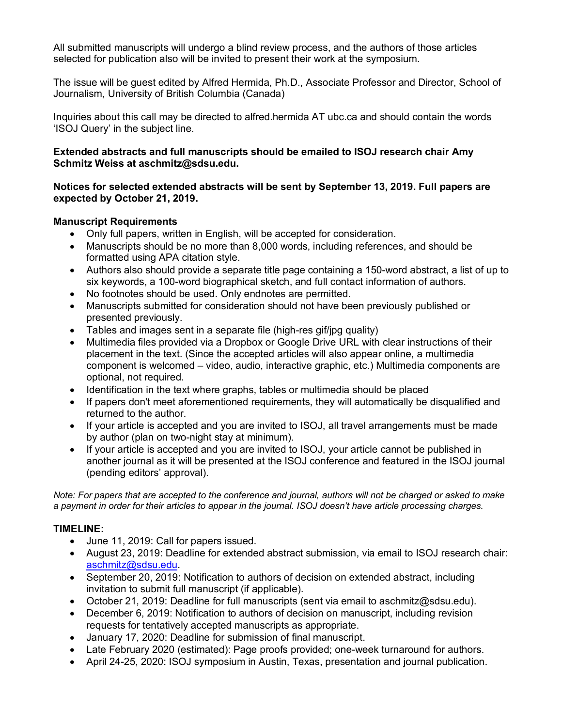All submitted manuscripts will undergo a blind review process, and the authors of those articles selected for publication also will be invited to present their work at the symposium.

The issue will be guest edited by Alfred Hermida, Ph.D., Associate Professor and Director, School of Journalism, University of British Columbia (Canada)

Inquiries about this call may be directed to alfred.hermida AT ubc.ca and should contain the words 'ISOJ Query' in the subject line.

**Extended abstracts and full manuscripts should be emailed to ISOJ research chair Amy Schmitz Weiss at aschmitz@sdsu.edu.**

**Notices for selected extended abstracts will be sent by September 13, 2019. Full papers are expected by October 21, 2019.**

**Manuscript Requirements**

- Only full papers, written in English, will be accepted for consideration.
- Manuscripts should be no more than 8,000 words, including references, and should be formatted using APA citation style.
- Authors also should provide a separate title page containing a 150-word abstract, a list of up to six keywords, a 100-word biographical sketch, and full contact information of authors.
- No footnotes should be used. Only endnotes are permitted.
- Manuscripts submitted for consideration should not have been previously published or presented previously.
- Tables and images sent in a separate file (high-res gif/jpg quality)
- Multimedia files provided via a Dropbox or Google Drive URL with clear instructions of their placement in the text. (Since the accepted articles will also appear online, a multimedia component is welcomed – video, audio, interactive graphic, etc.) Multimedia components are optional, not required.
- Identification in the text where graphs, tables or multimedia should be placed
- If papers don't meet aforementioned requirements, they will automatically be disqualified and returned to the author.
- If your article is accepted and you are invited to ISOJ, all travel arrangements must be made by author (plan on two-night stay at minimum).
- If your article is accepted and you are invited to ISOJ, your article cannot be published in another journal as it will be presented at the ISOJ conference and featured in the ISOJ journal (pending editors' approval).

*Note: For papers that are accepted to the conference and journal, authors will not be charged or asked to make a payment in order for their articles to appear in the journal. ISOJ doesn't have article processing charges.*

**TIMELINE:**

- June 11, 2019: Call for papers issued.
- August 23, 2019: Deadline for extended abstract submission, via email to ISOJ research chair: aschmitz@sdsu.edu.
- September 20, 2019: Notification to authors of decision on extended abstract, including invitation to submit full manuscript (if applicable).
- October 21, 2019: Deadline for full manuscripts (sent via email to aschmitz@sdsu.edu).
- December 6, 2019: Notification to authors of decision on manuscript, including revision requests for tentatively accepted manuscripts as appropriate.
- January 17, 2020: Deadline for submission of final manuscript.
- Late February 2020 (estimated): Page proofs provided; one-week turnaround for authors.
- April 24-25, 2020: ISOJ symposium in Austin, Texas, presentation and journal publication.